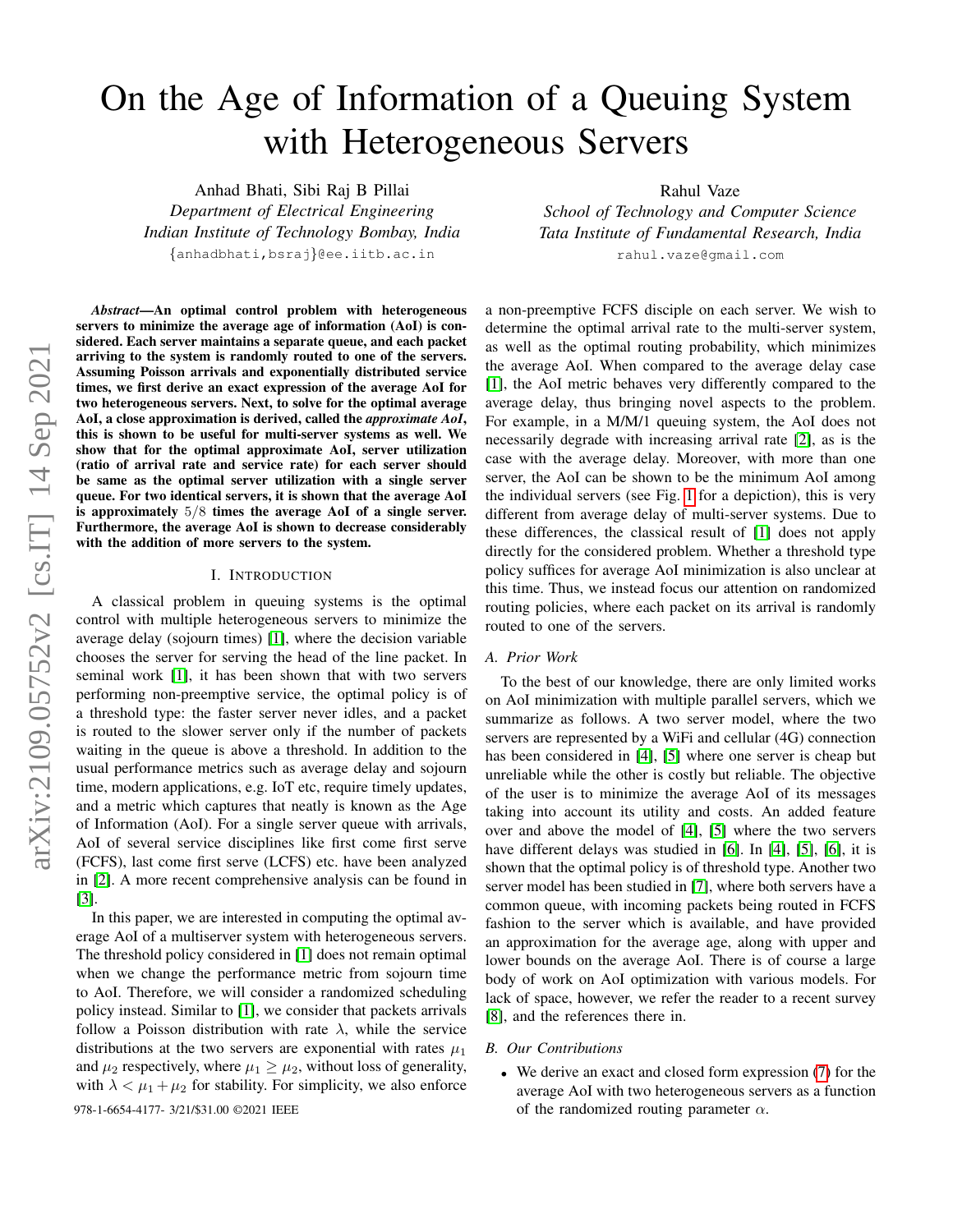# On the Age of Information of a Queuing System with Heterogeneous Servers

Anhad Bhati, Sibi Raj B Pillai
*Department of Electrical Engineering*
*Indian Institute of Technology Bombay, India*
{anhadbhati,bsraj}@ee.iitb.ac.in

Rahul Vaze
*School of Technology and Computer Science*
*Tata Institute of Fundamental Research, India*
rahul.vaze@gmail.com

***Abstract*—An optimal control problem with heterogeneous servers to minimize the average age of information (AoI) is considered. Each server maintains a separate queue, and each packet arriving to the system is randomly routed to one of the servers. Assuming Poisson arrivals and exponentially distributed service times, we first derive an exact expression of the average AoI for two heterogeneous servers. Next, to solve for the optimal average AoI, a close approximation is derived, called the *approximate AoI*, this is shown to be useful for multi-server systems as well. We show that for the optimal approximate AoI, server utilization (ratio of arrival rate and service rate) for each server should be same as the optimal server utilization with a single server queue. For two identical servers, it is shown that the average AoI is approximately $5/8$ times the average AoI of a single server. Furthermore, the average AoI is shown to decrease considerably with the addition of more servers to the system.**

## I. Introduction

A classical problem in queuing systems is the optimal control with multiple heterogeneous servers to minimize the average delay (sojourn times) [1], where the decision variable chooses the server for serving the head of the line packet. In seminal work [1], it has been shown that with two servers performing non-preemptive service, the optimal policy is of a threshold type: the faster server never idles, and a packet is routed to the slower server only if the number of packets waiting in the queue is above a threshold. In addition to the usual performance metrics such as average delay and sojourn time, modern applications, e.g. IoT etc, require timely updates, and a metric which captures that neatly is known as the Age of Information (AoI). For a single server queue with arrivals, AoI of several service disciplines like first come first serve (FCFS), last come first serve (LCFS) etc. have been analyzed in [2]. A more recent comprehensive analysis can be found in [3].

In this paper, we are interested in computing the optimal average AoI of a multiserver system with heterogeneous servers. The threshold policy considered in [1] does not remain optimal when we change the performance metric from sojourn time to AoI. Therefore, we will consider a randomized scheduling policy instead. Similar to [1], we consider that packets arrivals follow a Poisson distribution with rate $\lambda$, while the service distributions at the two servers are exponential with rates $\mu_1$ and $\mu_2$ respectively, where $\mu_1 \geq \mu_2$, without loss of generality, with $\lambda < \mu_1 + \mu_2$ for stability. For simplicity, we also enforce a non-preemptive FCFS disciple on each server. We wish to determine the optimal arrival rate to the multi-server system, as well as the optimal routing probability, which minimizes the average AoI. When compared to the average delay case [1], the AoI metric behaves very differently compared to the average delay, thus bringing novel aspects to the problem. For example, in a M/M/1 queuing system, the AoI does not necessarily degrade with increasing arrival rate [2], as is the case with the average delay. Moreover, with more than one server, the AoI can be shown to be the minimum AoI among the individual servers (see Fig. 1 for a depiction), this is very different from average delay of multi-server systems. Due to these differences, the classical result of [1] does not apply directly for the considered problem. Whether a threshold type policy suffices for average AoI minimization is also unclear at this time. Thus, we instead focus our attention on randomized routing policies, where each packet on its arrival is randomly routed to one of the servers.

### A. Prior Work

To the best of our knowledge, there are only limited works on AoI minimization with multiple parallel servers, which we summarize as follows. A two server model, where the two servers are represented by a WiFi and cellular (4G) connection has been considered in [4], [5] where one server is cheap but unreliable while the other is costly but reliable. The objective of the user is to minimize the average AoI of its messages taking into account its utility and costs. An added feature over and above the model of [4], [5] where the two servers have different delays was studied in [6]. In [4], [5], [6], it is shown that the optimal policy is of threshold type. Another two server model has been studied in [7], where both servers have a common queue, with incoming packets being routed in FCFS fashion to the server which is available, and have provided an approximation for the average age, along with upper and lower bounds on the average AoI. There is of course a large body of work on AoI optimization with various models. For lack of space, however, we refer the reader to a recent survey [8], and the references there in.

### B. Our Contributions

- We derive an exact and closed form expression (7) for the average AoI with two heterogeneous servers as a function of the randomized routing parameter $\alpha$.

978-1-6654-4177- 3/21/$31.00 ©2021 IEEE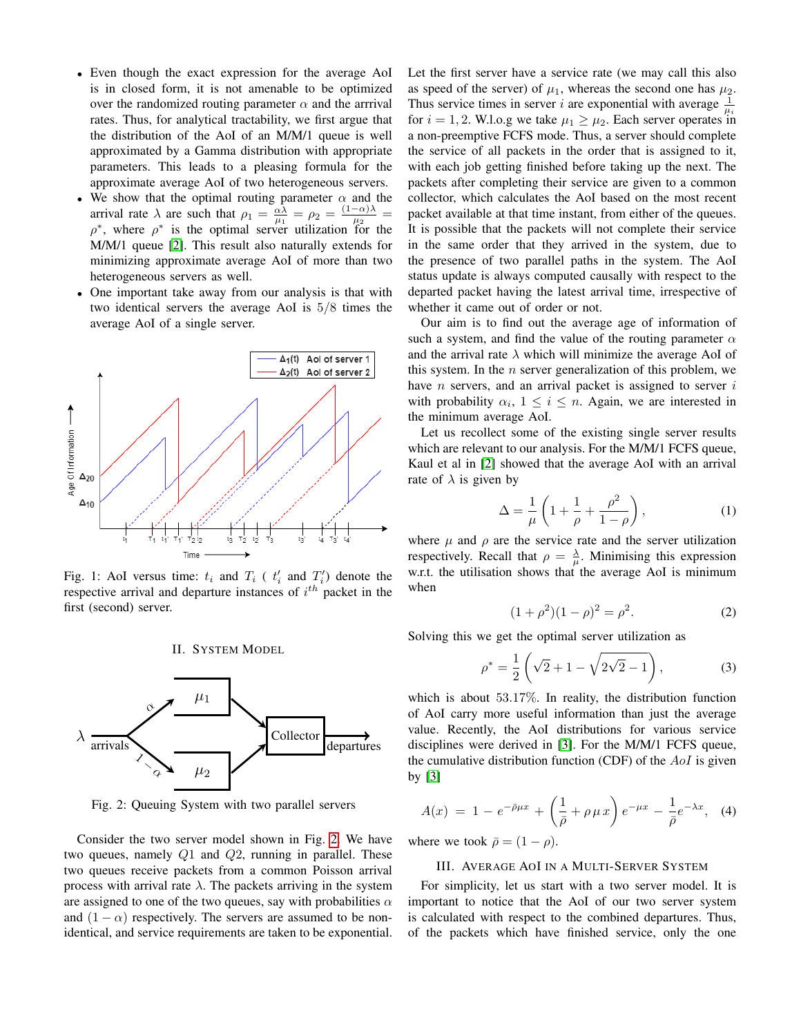- Even though the exact expression for the average AoI is in closed form, it is not amenable to be optimized over the randomized routing parameter $\alpha$ and the arrrival rates. Thus, for analytical tractability, we first argue that the distribution of the AoI of an M/M/1 queue is well approximated by a Gamma distribution with appropriate parameters. This leads to a pleasing formula for the approximate average AoI of two heterogeneous servers.
- We show that the optimal routing parameter $\alpha$ and the arrival rate $\lambda$ are such that $\rho_1 = \frac{\alpha\lambda}{\mu_1} = \rho_2 = \frac{(1-\alpha)\lambda}{\mu_2} = \rho^*$, where $\rho^*$ is the optimal server utilization for the M/M/1 queue [2]. This result also naturally extends for minimizing approximate average AoI of more than two heterogeneous servers as well.
- One important take away from our analysis is that with two identical servers the average AoI is $5/8$ times the average AoI of a single server.

$\Delta_1(t)$ AoI of server 1
$\Delta_2(t)$ AoI of server 2
Age Of Information
$\Delta_{20}$
$\Delta_{10}$
Time

Fig. 1: AoI versus time: $t_i$ and $T_i$ ( $t'_i$ and $T'_i$) denote the respective arrival and departure instances of $i^{th}$ packet in the first (second) server.

## II. System Model

$\lambda$ arrivals
$\alpha$
$1-\alpha$
$\mu_1$
$\mu_2$
Collector
departures

Fig. 2: Queuing System with two parallel servers

Consider the two server model shown in Fig. 2. We have two queues, namely $Q1$ and $Q2$, running in parallel. These two queues receive packets from a common Poisson arrival process with arrival rate $\lambda$. The packets arriving in the system are assigned to one of the two queues, say with probabilities $\alpha$ and $(1-\alpha)$ respectively. The servers are assumed to be non-identical, and service requirements are taken to be exponential. Let the first server have a service rate (we may call this also as speed of the server) of $\mu_1$, whereas the second one has $\mu_2$. Thus service times in server $i$ are exponential with average $\frac{1}{\mu_i}$ for $i = 1, 2$. W.l.o.g we take $\mu_1 \geq \mu_2$. Each server operates in a non-preemptive FCFS mode. Thus, a server should complete the service of all packets in the order that is assigned to it, with each job getting finished before taking up the next. The packets after completing their service are given to a common collector, which calculates the AoI based on the most recent packet available at that time instant, from either of the queues. It is possible that the packets will not complete their service in the same order that they arrived in the system, due to the presence of two parallel paths in the system. The AoI status update is always computed causally with respect to the departed packet having the latest arrival time, irrespective of whether it came out of order or not.

Our aim is to find out the average age of information of such a system, and find the value of the routing parameter $\alpha$ and the arrival rate $\lambda$ which will minimize the average AoI of this system. In the $n$ server generalization of this problem, we have $n$ servers, and an arrival packet is assigned to server $i$ with probability $\alpha_i$, $1 \leq i \leq n$. Again, we are interested in the minimum average AoI.

Let us recollect some of the existing single server results which are relevant to our analysis. For the M/M/1 FCFS queue, Kaul et al in [2] showed that the average AoI with an arrival rate of $\lambda$ is given by

$$\Delta = \frac{1}{\mu}\left(1 + \frac{1}{\rho} + \frac{\rho^2}{1-\rho}\right), \tag{1}$$

where $\mu$ and $\rho$ are the service rate and the server utilization respectively. Recall that $\rho = \frac{\lambda}{\mu}$. Minimising this expression w.r.t. the utilisation shows that the average AoI is minimum when

$$(1+\rho^2)(1-\rho)^2 = \rho^2. \tag{2}$$

Solving this we get the optimal server utilization as

$$\rho^* = \frac{1}{2}\left(\sqrt{2} + 1 - \sqrt{2\sqrt{2} - 1}\right), \tag{3}$$

which is about $53.17\%$. In reality, the distribution function of AoI carry more useful information than just the average value. Recently, the AoI distributions for various service disciplines were derived in [3]. For the M/M/1 FCFS queue, the cumulative distribution function (CDF) of the $AoI$ is given by [3]

$$A(x) \;=\; 1 - e^{-\bar{\rho}\mu x} + \left(\frac{1}{\bar{\rho}} + \rho\,\mu\,x\right)e^{-\mu x} - \frac{1}{\bar{\rho}}e^{-\lambda x}, \tag{4}$$

where we took $\bar{\rho} = (1-\rho)$.

## III. Average AoI in a Multi-Server System

For simplicity, let us start with a two server model. It is important to notice that the AoI of our two server system is calculated with respect to the combined departures. Thus, of the packets which have finished service, only the one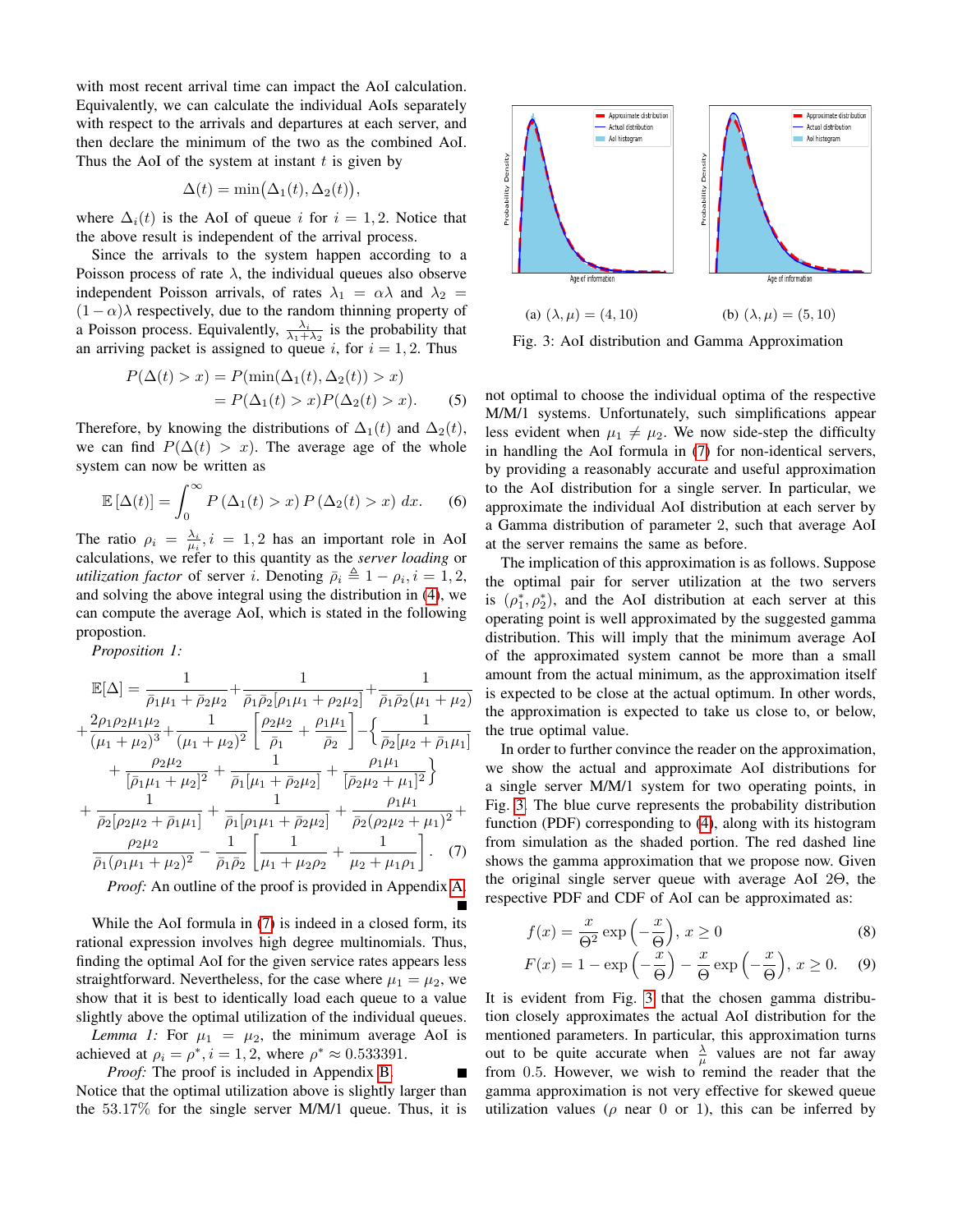with most recent arrival time can impact the AoI calculation. Equivalently, we can calculate the individual AoIs separately with respect to the arrivals and departures at each server, and then declare the minimum of the two as the combined AoI. Thus the AoI of the system at instant $t$ is given by

$$\Delta(t) = \min\big(\Delta_1(t), \Delta_2(t)\big),$$

where $\Delta_i(t)$ is the AoI of queue $i$ for $i = 1, 2$. Notice that the above result is independent of the arrival process.

Since the arrivals to the system happen according to a Poisson process of rate $\lambda$, the individual queues also observe independent Poisson arrivals, of rates $\lambda_1 = \alpha\lambda$ and $\lambda_2 = (1-\alpha)\lambda$ respectively, due to the random thinning property of a Poisson process. Equivalently, $\frac{\lambda_i}{\lambda_1+\lambda_2}$ is the probability that an arriving packet is assigned to queue $i$, for $i = 1, 2$. Thus

$$\begin{aligned} P(\Delta(t) > x) &= P(\min(\Delta_1(t), \Delta_2(t)) > x) \\ &= P(\Delta_1(t) > x) P(\Delta_2(t) > x). \end{aligned} \tag{5}$$

Therefore, by knowing the distributions of $\Delta_1(t)$ and $\Delta_2(t)$, we can find $P(\Delta(t) > x)$. The average age of the whole system can now be written as

$$\mathbb{E}\left[\Delta(t)\right] = \int_0^\infty P\left(\Delta_1(t) > x\right) P\left(\Delta_2(t) > x\right)\, dx. \tag{6}$$

The ratio $\rho_i = \frac{\lambda_i}{\mu_i}, i = 1, 2$ has an important role in AoI calculations, we refer to this quantity as the *server loading* or *utilization factor* of server $i$. Denoting $\bar{\rho}_i \triangleq 1 - \rho_i, i = 1, 2$, and solving the above integral using the distribution in (4), we can compute the average AoI, which is stated in the following propostion.

*Proposition 1:*

$$\begin{aligned}
\mathbb{E}[\Delta] &= \frac{1}{\bar{\rho}_1\mu_1 + \bar{\rho}_2\mu_2} + \frac{1}{\bar{\rho}_1\bar{\rho}_2[\rho_1\mu_1 + \rho_2\mu_2]} + \frac{1}{\bar{\rho}_1\bar{\rho}_2(\mu_1 + \mu_2)} \\
&+ \frac{2\rho_1\rho_2\mu_1\mu_2}{(\mu_1+\mu_2)^3} + \frac{1}{(\mu_1+\mu_2)^2}\left[\frac{\rho_2\mu_2}{\bar{\rho}_1} + \frac{\rho_1\mu_1}{\bar{\rho}_2}\right] - \Bigg\{\frac{1}{\bar{\rho}_2[\mu_2 + \bar{\rho}_1\mu_1]} \\
&+ \frac{\rho_2\mu_2}{[\bar{\rho}_1\mu_1 + \mu_2]^2} + \frac{1}{\bar{\rho}_1[\mu_1 + \bar{\rho}_2\mu_2]} + \frac{\rho_1\mu_1}{[\bar{\rho}_2\mu_2 + \mu_1]^2}\Bigg\} \\
&+ \frac{1}{\bar{\rho}_2[\rho_2\mu_2 + \bar{\rho}_1\mu_1]} + \frac{1}{\bar{\rho}_1[\rho_1\mu_1 + \bar{\rho}_2\mu_2]} + \frac{\rho_1\mu_1}{\bar{\rho}_2(\rho_2\mu_2 + \mu_1)^2} + \\
&\frac{\rho_2\mu_2}{\bar{\rho}_1(\rho_1\mu_1 + \mu_2)^2} - \frac{1}{\bar{\rho}_1\bar{\rho}_2}\left[\frac{1}{\mu_1 + \mu_2\rho_2} + \frac{1}{\mu_2 + \mu_1\rho_1}\right].
\end{aligned} \tag{7}$$

*Proof:* An outline of the proof is provided in Appendix A. ∎

While the AoI formula in (7) is indeed in a closed form, its rational expression involves high degree multinomials. Thus, finding the optimal AoI for the given service rates appears less straightforward. Nevertheless, for the case where $\mu_1 = \mu_2$, we show that it is best to identically load each queue to a value slightly above the optimal utilization of the individual queues.

*Lemma 1:* For $\mu_1 = \mu_2$, the minimum average AoI is achieved at $\rho_i = \rho^*, i = 1, 2$, where $\rho^* \approx 0.533391$.

*Proof:* The proof is included in Appendix B. ∎

Notice that the optimal utilization above is slightly larger than the 53.17% for the single server M/M/1 queue. Thus, it is not optimal to choose the individual optima of the respective M/M/1 systems. Unfortunately, such simplifications appear less evident when $\mu_1 \neq \mu_2$. We now side-step the difficulty in handling the AoI formula in (7) for non-identical servers, by providing a reasonably accurate and useful approximation to the AoI distribution for a single server. In particular, we approximate the individual AoI distribution at each server by a Gamma distribution of parameter 2, such that average AoI at the server remains the same as before.

Approximate distribution
Actual distribution
AoI histogram
Probability Density
Age of information

(a) $(\lambda, \mu) = (4, 10)$

Approximate distribution
Actual distribution
AoI histogram
Probability Density
Age of information

(b) $(\lambda, \mu) = (5, 10)$

Fig. 3: AoI distribution and Gamma Approximation

The implication of this approximation is as follows. Suppose the optimal pair for server utilization at the two servers is $(\rho_1^*, \rho_2^*)$, and the AoI distribution at each server at this operating point is well approximated by the suggested gamma distribution. This will imply that the minimum average AoI of the approximated system cannot be more than a small amount from the actual minimum, as the approximation itself is expected to be close at the actual optimum. In other words, the approximation is expected to take us close to, or below, the true optimal value.

In order to further convince the reader on the approximation, we show the actual and approximate AoI distributions for a single server M/M/1 system for two operating points, in Fig. 3. The blue curve represents the probability distribution function (PDF) corresponding to (4), along with its histogram from simulation as the shaded portion. The red dashed line shows the gamma approximation that we propose now. Given the original single server queue with average AoI $2\Theta$, the respective PDF and CDF of AoI can be approximated as:

$$f(x) = \frac{x}{\Theta^2}\exp\left(-\frac{x}{\Theta}\right),\ x \geq 0 \tag{8}$$

$$F(x) = 1 - \exp\left(-\frac{x}{\Theta}\right) - \frac{x}{\Theta}\exp\left(-\frac{x}{\Theta}\right),\ x \geq 0. \tag{9}$$

It is evident from Fig. 3 that the chosen gamma distribution closely approximates the actual AoI distribution for the mentioned parameters. In particular, this approximation turns out to be quite accurate when $\frac{\lambda}{\mu}$ values are not far away from 0.5. However, we wish to remind the reader that the gamma approximation is not very effective for skewed queue utilization values ($\rho$ near 0 or 1), this can be inferred by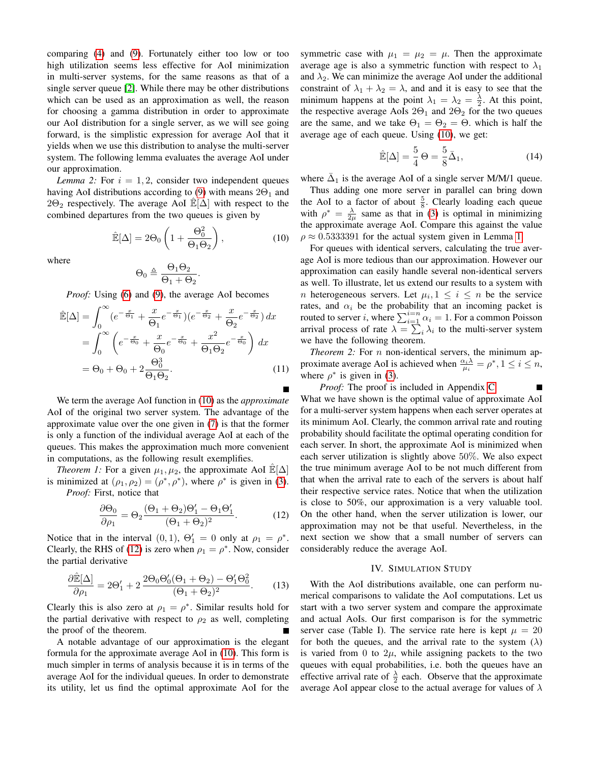comparing (4) and (9). Fortunately either too low or too high utilization seems less effective for AoI minimization in multi-server systems, for the same reasons as that of a single server queue [2]. While there may be other distributions which can be used as an approximation as well, the reason for choosing a gamma distribution in order to approximate our AoI distribution for a single server, as we will see going forward, is the simplistic expression for average AoI that it yields when we use this distribution to analyse the multi-server system. The following lemma evaluates the average AoI under our approximation.

*Lemma 2:* For $i = 1, 2$, consider two independent queues having AoI distributions according to (9) with means $2\Theta_1$ and $2\Theta_2$ respectively. The average AoI $\hat{\mathbb{E}}[\Delta]$ with respect to the combined departures from the two queues is given by

$$\hat{\mathbb{E}}[\Delta] = 2\Theta_0 \left(1 + \frac{\Theta_0^2}{\Theta_1 \Theta_2}\right), \tag{10}$$

where

$$\Theta_0 \triangleq \frac{\Theta_1 \Theta_2}{\Theta_1 + \Theta_2}.$$

*Proof:* Using (6) and (9), the average AoI becomes

$$\begin{aligned}
\hat{\mathbb{E}}[\Delta] &= \int_0^\infty (e^{-\frac{x}{\Theta_1}} + \frac{x}{\Theta_1} e^{-\frac{x}{\Theta_1}})(e^{-\frac{x}{\Theta_2}} + \frac{x}{\Theta_2} e^{-\frac{x}{\Theta_2}})\, dx \\
&= \int_0^\infty \left(e^{-\frac{x}{\Theta_0}} + \frac{x}{\Theta_0} e^{-\frac{x}{\Theta_0}} + \frac{x^2}{\Theta_1 \Theta_2} e^{-\frac{x}{\Theta_0}}\right) dx \\
&= \Theta_0 + \Theta_0 + 2\frac{\Theta_0^3}{\Theta_1 \Theta_2}.
\end{aligned} \tag{11}$$

∎

We term the average AoI function in (10) as the *approximate* AoI of the original two server system. The advantage of the approximate value over the one given in (7) is that the former is only a function of the individual average AoI at each of the queues. This makes the approximation much more convenient in computations, as the following result exemplifies.

*Theorem 1:* For a given $\mu_1, \mu_2$, the approximate AoI $\hat{\mathbb{E}}[\Delta]$ is minimized at $(\rho_1, \rho_2) = (\rho^*, \rho^*)$, where $\rho^*$ is given in (3).

*Proof:* First, notice that

$$\frac{\partial \Theta_0}{\partial \rho_1} = \Theta_2 \frac{(\Theta_1 + \Theta_2)\Theta_1' - \Theta_1 \Theta_1'}{(\Theta_1 + \Theta_2)^2}. \tag{12}$$

Notice that in the interval $(0, 1)$, $\Theta_1' = 0$ only at $\rho_1 = \rho^*$. Clearly, the RHS of (12) is zero when $\rho_1 = \rho^*$. Now, consider the partial derivative

$$\frac{\partial \hat{\mathbb{E}}[\Delta]}{\partial \rho_1} = 2\Theta_1' + 2\frac{2\Theta_0 \Theta_0' (\Theta_1 + \Theta_2) - \Theta_1' \Theta_0^2}{(\Theta_1 + \Theta_2)^2}. \tag{13}$$

Clearly this is also zero at $\rho_1 = \rho^*$. Similar results hold for the partial derivative with respect to $\rho_2$ as well, completing the proof of the theorem. ∎

A notable advantage of our approximation is the elegant formula for the approximate average AoI in (10). This form is much simpler in terms of analysis because it is in terms of the average AoI for the individual queues. In order to demonstrate its utility, let us find the optimal approximate AoI for the symmetric case with $\mu_1 = \mu_2 = \mu$. Then the approximate average age is also a symmetric function with respect to $\lambda_1$ and $\lambda_2$. We can minimize the average AoI under the additional constraint of $\lambda_1 + \lambda_2 = \lambda$, and it is easy to see that the minimum happens at the point $\lambda_1 = \lambda_2 = \frac{\lambda}{2}$. At this point, the respective average AoIs $2\Theta_1$ and $2\Theta_2$ for the two queues are the same, and we take $\Theta_1 = \Theta_2 = \Theta$. which is half the average age of each queue. Using (10), we get:

$$\hat{\mathbb{E}}[\Delta] = \frac{5}{4}\,\Theta = \frac{5}{8}\bar{\Delta}_1, \tag{14}$$

where $\bar{\Delta}_1$ is the average AoI of a single server M/M/1 queue.

Thus adding one more server in parallel can bring down the AoI to a factor of about $\frac{5}{8}$. Clearly loading each queue with $\rho^* = \frac{\lambda}{2\mu}$ same as that in (3) is optimal in minimizing the approximate average AoI. Compare this against the value $\rho \approx 0.5333391$ for the actual system given in Lemma 1.

For queues with identical servers, calculating the true average AoI is more tedious than our approximation. However our approximation can easily handle several non-identical servers as well. To illustrate, let us extend our results to a system with $n$ heterogeneous servers. Let $\mu_i, 1 \leq i \leq n$ be the service rates, and $\alpha_i$ be the probability that an incoming packet is routed to server $i$, where $\sum_{i=1}^{i=n} \alpha_i = 1$. For a common Poisson arrival process of rate $\lambda = \sum_i \lambda_i$ to the multi-server system we have the following theorem.

*Theorem 2:* For $n$ non-identical servers, the minimum approximate average AoI is achieved when $\frac{\alpha_i \lambda}{\mu_i} = \rho^*, 1 \leq i \leq n$, where $\rho^*$ is given in (3).

*Proof:* The proof is included in Appendix C. ∎

What we have shown is the optimal value of approximate AoI for a multi-server system happens when each server operates at its minimum AoI. Clearly, the common arrival rate and routing probability should facilitate the optimal operating condition for each server. In short, the approximate AoI is minimized when each server utilization is slightly above 50%. We also expect the true minimum average AoI to be not much different from that when the arrival rate to each of the servers is about half their respective service rates. Notice that when the utilization is close to 50%, our approximation is a very valuable tool. On the other hand, when the server utilization is lower, our approximation may not be that useful. Nevertheless, in the next section we show that a small number of servers can considerably reduce the average AoI.

## IV. Simulation Study

With the AoI distributions available, one can perform numerical comparisons to validate the AoI computations. Let us start with a two server system and compare the approximate and actual AoIs. Our first comparison here is for the symmetric server case (Table I). The service rate here is kept $\mu = 20$ for both the queues, and the arrival rate to the system ($\lambda$) is varied from 0 to $2\mu$, while assigning packets to the two queues with equal probabilities, i.e. both the queues have an effective arrival rate of $\frac{\lambda}{2}$ each. Observe that the approximate average AoI appear close to the actual average for values of $\lambda$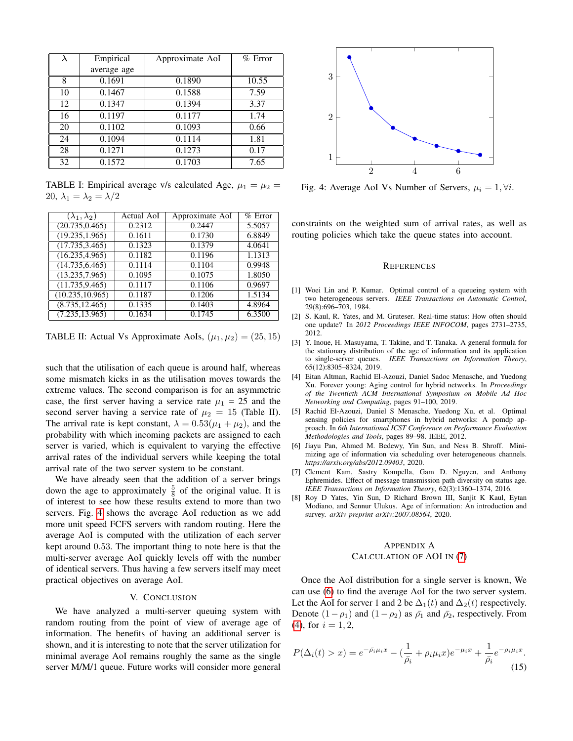| $\lambda$ | Empirical average age | Approximate AoI | % Error |
|---|---|---|---|
| 8 | 0.1691 | 0.1890 | 10.55 |
| 10 | 0.1467 | 0.1588 | 7.59 |
| 12 | 0.1347 | 0.1394 | 3.37 |
| 16 | 0.1197 | 0.1177 | 1.74 |
| 20 | 0.1102 | 0.1093 | 0.66 |
| 24 | 0.1094 | 0.1114 | 1.81 |
| 28 | 0.1271 | 0.1273 | 0.17 |
| 32 | 0.1572 | 0.1703 | 7.65 |

TABLE I: Empirical average v/s calculated Age, $\mu_1 = \mu_2 = 20$, $\lambda_1 = \lambda_2 = \lambda/2$

| $(\lambda_1, \lambda_2)$ | Actual AoI | Approximate AoI | % Error |
|---|---|---|---|
| (20.735,0.465) | 0.2312 | 0.2447 | 5.5057 |
| (19.235,1.965) | 0.1611 | 0.1730 | 6.8849 |
| (17.735,3.465) | 0.1323 | 0.1379 | 4.0641 |
| (16.235,4.965) | 0.1182 | 0.1196 | 1.1313 |
| (14.735,6.465) | 0.1114 | 0.1104 | 0.9948 |
| (13.235,7.965) | 0.1095 | 0.1075 | 1.8050 |
| (11.735,9.465) | 0.1117 | 0.1106 | 0.9697 |
| (10.235,10.965) | 0.1187 | 0.1206 | 1.5134 |
| (8.735,12.465) | 0.1335 | 0.1403 | 4.8964 |
| (7.235,13.965) | 0.1634 | 0.1745 | 6.3500 |

TABLE II: Actual Vs Approximate AoIs, $(\mu_1, \mu_2) = (25, 15)$

such that the utilisation of each queue is around half, whereas some mismatch kicks in as the utilisation moves towards the extreme values. The second comparison is for an asymmetric case, the first server having a service rate $\mu_1 = 25$ and the second server having a service rate of $\mu_2 = 15$ (Table II). The arrival rate is kept constant, $\lambda = 0.53(\mu_1 + \mu_2)$, and the probability with which incoming packets are assigned to each server is varied, which is equivalent to varying the effective arrival rates of the individual servers while keeping the total arrival rate of the two server system to be constant.

We have already seen that the addition of a server brings down the age to approximately $\frac{5}{8}$ of the original value. It is of interest to see how these results extend to more than two servers. Fig. 4 shows the average AoI reduction as we add more unit speed FCFS servers with random routing. Here the average AoI is computed with the utilization of each server kept around 0.53. The important thing to note here is that the multi-server average AoI quickly levels off with the number of identical servers. Thus having a few servers itself may meet practical objectives on average AoI.

## V. Conclusion

We have analyzed a multi-server queuing system with random routing from the point of view of average age of information. The benefits of having an additional server is shown, and it is interesting to note that the server utilization for minimal average AoI remains roughly the same as the single server M/M/1 queue. Future works will consider more general constraints on the weighted sum of arrival rates, as well as routing policies which take the queue states into account.

3
2
1
2
4
6

Fig. 4: Average AoI Vs Number of Servers, $\mu_i = 1, \forall i$.

## References

[1] Woei Lin and P. Kumar. Optimal control of a queueing system with two heterogeneous servers. *IEEE Transactions on Automatic Control*, 29(8):696–703, 1984.

[2] S. Kaul, R. Yates, and M. Gruteser. Real-time status: How often should one update? In *2012 Proceedings IEEE INFOCOM*, pages 2731–2735, 2012.

[3] Y. Inoue, H. Masuyama, T. Takine, and T. Tanaka. A general formula for the stationary distribution of the age of information and its application to single-server queues. *IEEE Transactions on Information Theory*, 65(12):8305–8324, 2019.

[4] Eitan Altman, Rachid El-Azouzi, Daniel Sadoc Menasche, and Yuedong Xu. Forever young: Aging control for hybrid networks. In *Proceedings of the Twentieth ACM International Symposium on Mobile Ad Hoc Networking and Computing*, pages 91–100, 2019.

[5] Rachid El-Azouzi, Daniel S Menasche, Yuedong Xu, et al. Optimal sensing policies for smartphones in hybrid networks: A pomdp approach. In *6th International ICST Conference on Performance Evaluation Methodologies and Tools*, pages 89–98. IEEE, 2012.

[6] Jiayu Pan, Ahmed M. Bedewy, Yin Sun, and Ness B. Shroff. Minimizing age of information via scheduling over heterogeneous channels. *https://arxiv.org/abs/2012.09403*, 2020.

[7] Clement Kam, Sastry Kompella, Gam D. Nguyen, and Anthony Ephremides. Effect of message transmission path diversity on status age. *IEEE Transactions on Information Theory*, 62(3):1360–1374, 2016.

[8] Roy D Yates, Yin Sun, D Richard Brown III, Sanjit K Kaul, Eytan Modiano, and Sennur Ulukus. Age of information: An introduction and survey. *arXiv preprint arXiv:2007.08564*, 2020.

## Appendix A
## Calculation of AoI in (7)

Once the AoI distribution for a single server is known, We can use (6) to find the average AoI for the two server system. Let the AoI for server 1 and 2 be $\Delta_1(t)$ and $\Delta_2(t)$ respectively. Denote $(1-\rho_1)$ and $(1-\rho_2)$ as $\bar{\rho_1}$ and $\bar{\rho_2}$, respectively. From (4), for $i = 1, 2$,

$$P(\Delta_i(t) > x) = e^{-\bar{\rho_i}\mu_i x} - (\frac{1}{\bar{\rho_i}} + \rho_i \mu_i x)e^{-\mu_i x} + \frac{1}{\bar{\rho_i}} e^{-\rho_i \mu_i x}. \tag{15}$$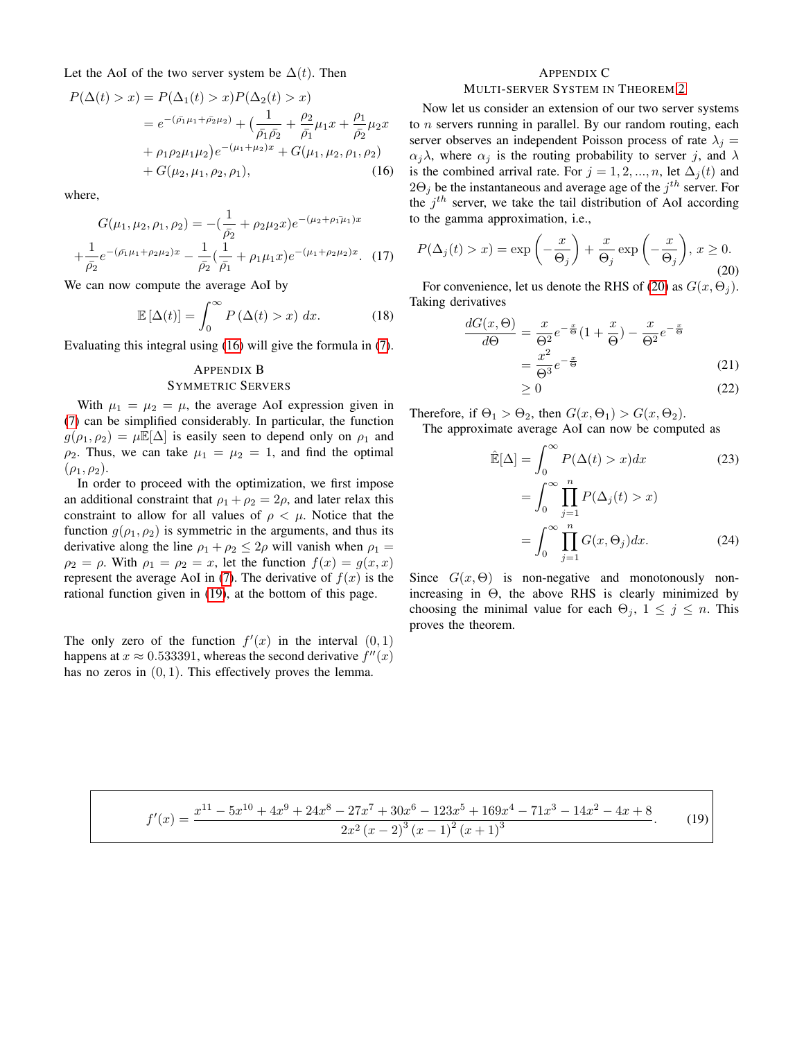Let the AoI of the two server system be $\Delta(t)$. Then

$$
\begin{aligned}
P(\Delta(t) > x) &= P(\Delta_1(t) > x)P(\Delta_2(t) > x) \\
&= e^{-(\bar{\rho_1}\mu_1 + \bar{\rho_2}\mu_2)} + \big(\frac{1}{\bar{\rho_1}\bar{\rho_2}} + \frac{\rho_2}{\bar{\rho_1}}\mu_1 x + \frac{\rho_1}{\bar{\rho_2}}\mu_2 x \\
&+ \rho_1\rho_2\mu_1\mu_2\big)e^{-(\mu_1+\mu_2)x} + G(\mu_1, \mu_2, \rho_1, \rho_2) \\
&+ G(\mu_2, \mu_1, \rho_2, \rho_1),
\end{aligned} \tag{16}
$$

where,

$$
G(\mu_1, \mu_2, \rho_1, \rho_2) = -(\frac{1}{\bar{\rho_2}} + \rho_2\mu_2 x)e^{-(\mu_2 + \rho_1\bar{\mu_1})x}
$$

$$
+\frac{1}{\bar{\rho_2}}e^{-(\bar{\rho_1}\mu_1 + \rho_2\mu_2)x} - \frac{1}{\bar{\rho_2}}(\frac{1}{\bar{\rho_1}} + \rho_1\mu_1 x)e^{-(\mu_1 + \rho_2\mu_2)x}. \tag{17}
$$

We can now compute the average AoI by

$$
\mathbb{E}\left[\Delta(t)\right] = \int_0^\infty P\left(\Delta(t) > x\right)\, dx. \tag{18}
$$

Evaluating this integral using (16) will give the formula in (7).

## Appendix B
## Symmetric Servers

With $\mu_1 = \mu_2 = \mu$, the average AoI expression given in (7) can be simplified considerably. In particular, the function $g(\rho_1, \rho_2) = \mu\mathbb{E}[\Delta]$ is easily seen to depend only on $\rho_1$ and $\rho_2$. Thus, we can take $\mu_1 = \mu_2 = 1$, and find the optimal $(\rho_1, \rho_2)$.

In order to proceed with the optimization, we first impose an additional constraint that $\rho_1 + \rho_2 = 2\rho$, and later relax this constraint to allow for all values of $\rho < \mu$. Notice that the function $g(\rho_1, \rho_2)$ is symmetric in the arguments, and thus its derivative along the line $\rho_1 + \rho_2 \leq 2\rho$ will vanish when $\rho_1 = \rho_2 = \rho$. With $\rho_1 = \rho_2 = x$, let the function $f(x) = g(x, x)$ represent the average AoI in (7). The derivative of $f(x)$ is the rational function given in (19), at the bottom of this page.

The only zero of the function $f'(x)$ in the interval $(0, 1)$ happens at $x \approx 0.533391$, whereas the second derivative $f''(x)$ has no zeros in $(0, 1)$. This effectively proves the lemma.

## Appendix C
## Multi-server System in Theorem 2

Now let us consider an extension of our two server systems to $n$ servers running in parallel. By our random routing, each server observes an independent Poisson process of rate $\lambda_j = \alpha_j\lambda$, where $\alpha_j$ is the routing probability to server $j$, and $\lambda$ is the combined arrival rate. For $j = 1, 2, ..., n$, let $\Delta_j(t)$ and $2\Theta_j$ be the instantaneous and average age of the $j^{th}$ server. For the $j^{th}$ server, we take the tail distribution of AoI according to the gamma approximation, i.e.,

$$
P(\Delta_j(t) > x) = \exp\left(-\frac{x}{\Theta_j}\right) + \frac{x}{\Theta_j}\exp\left(-\frac{x}{\Theta_j}\right),\ x \geq 0. \tag{20}
$$

For convenience, let us denote the RHS of (20) as $G(x, \Theta_j)$. Taking derivatives

$$
\begin{aligned}
\frac{dG(x,\Theta)}{d\Theta} &= \frac{x}{\Theta^2}e^{-\frac{x}{\Theta}}(1 + \frac{x}{\Theta}) - \frac{x}{\Theta^2}e^{-\frac{x}{\Theta}} \\
&= \frac{x^2}{\Theta^3}e^{-\frac{x}{\Theta}} && (21) \\
&\geq 0 && (22)
\end{aligned}
$$

Therefore, if $\Theta_1 > \Theta_2$, then $G(x, \Theta_1) > G(x, \Theta_2)$.

The approximate average AoI can now be computed as

$$
\begin{aligned}
\hat{\mathbb{E}}[\Delta] &= \int_0^\infty P(\Delta(t) > x)dx && (23) \\
&= \int_0^\infty \prod_{j=1}^{n} P(\Delta_j(t) > x) \\
&= \int_0^\infty \prod_{j=1}^{n} G(x, \Theta_j)dx. && (24)
\end{aligned}
$$

Since $G(x, \Theta)$ is non-negative and monotonously non-increasing in $\Theta$, the above RHS is clearly minimized by choosing the minimal value for each $\Theta_j$, $1 \leq j \leq n$. This proves the theorem.

$$
f'(x) = \frac{x^{11} - 5x^{10} + 4x^9 + 24x^8 - 27x^7 + 30x^6 - 123x^5 + 169x^4 - 71x^3 - 14x^2 - 4x + 8}{2x^2\left(x-2\right)^3\left(x-1\right)^2\left(x+1\right)^3}. \tag{19}
$$